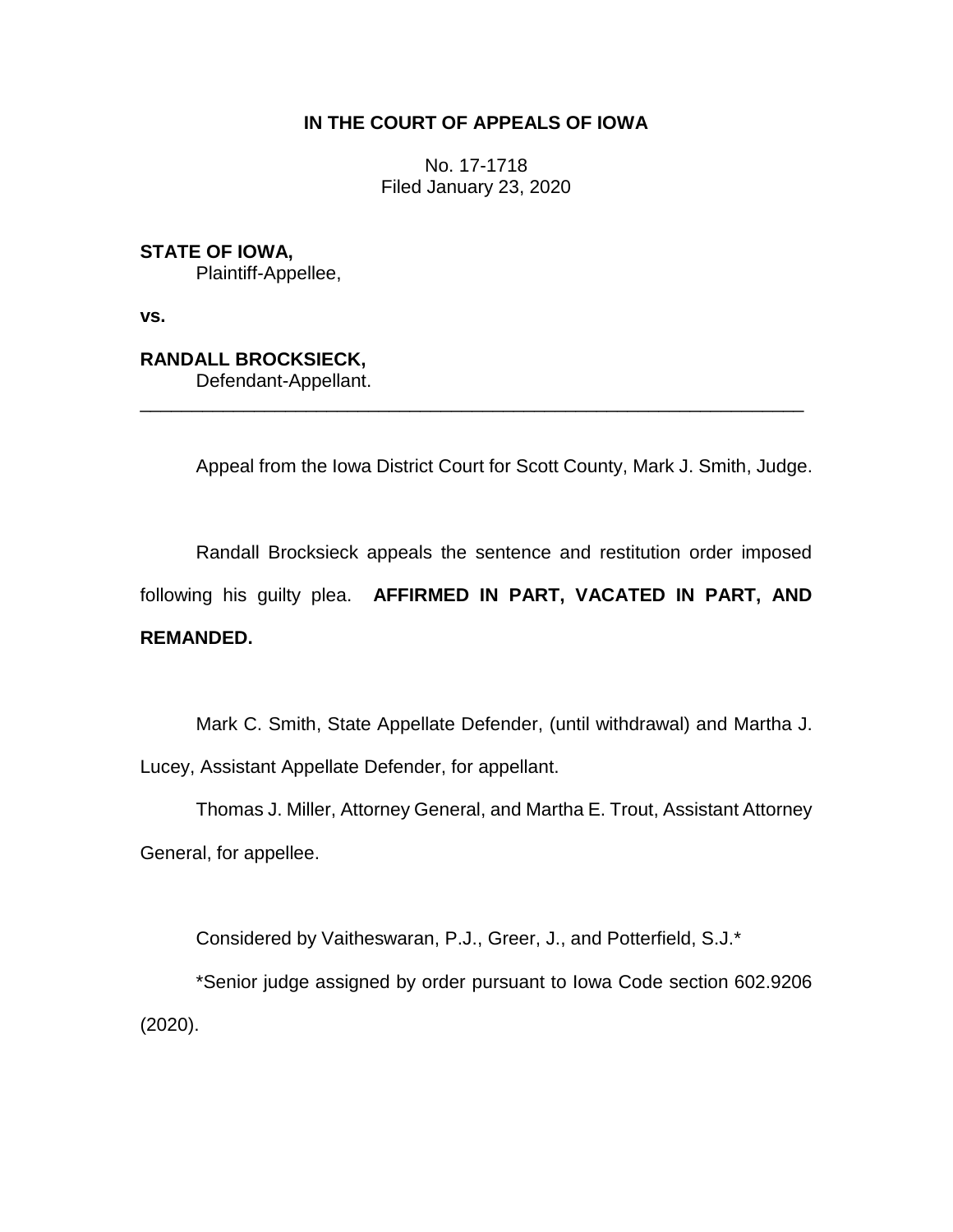**IN THE COURT OF APPEALS OF IOWA**

No. 17-1718
Filed January 23, 2020

**STATE OF IOWA,**
Plaintiff-Appellee,

**vs.**

**RANDALL BROCKSIECK,**
Defendant-Appellant.

---

Appeal from the Iowa District Court for Scott County, Mark J. Smith, Judge.

Randall Brocksieck appeals the sentence and restitution order imposed following his guilty plea. **AFFIRMED IN PART, VACATED IN PART, AND REMANDED.**

Mark C. Smith, State Appellate Defender, (until withdrawal) and Martha J. Lucey, Assistant Appellate Defender, for appellant.

Thomas J. Miller, Attorney General, and Martha E. Trout, Assistant Attorney General, for appellee.

Considered by Vaitheswaran, P.J., Greer, J., and Potterfield, S.J.*

*Senior judge assigned by order pursuant to Iowa Code section 602.9206 (2020).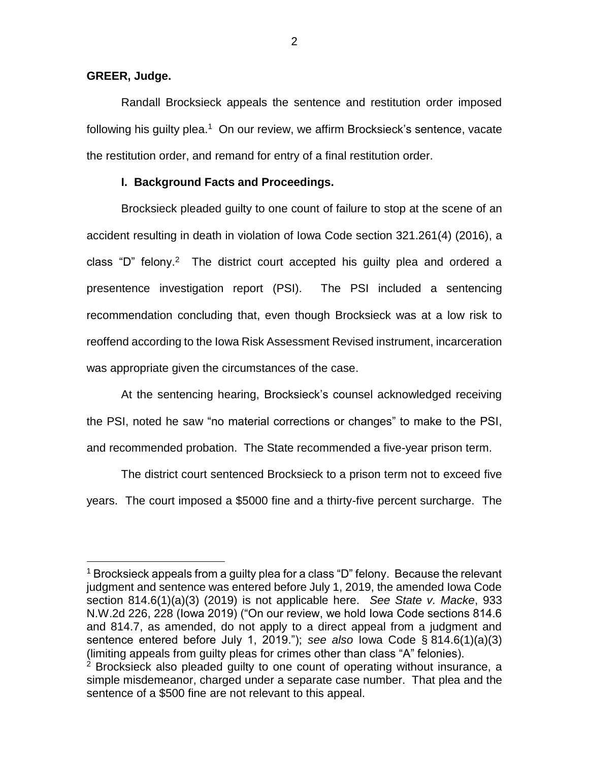**GREER, Judge.**

Randall Brocksieck appeals the sentence and restitution order imposed following his guilty plea.[1] On our review, we affirm Brocksieck's sentence, vacate the restitution order, and remand for entry of a final restitution order.

**I. Background Facts and Proceedings.**

Brocksieck pleaded guilty to one count of failure to stop at the scene of an accident resulting in death in violation of Iowa Code section 321.261(4) (2016), a class "D" felony.[2] The district court accepted his guilty plea and ordered a presentence investigation report (PSI). The PSI included a sentencing recommendation concluding that, even though Brocksieck was at a low risk to reoffend according to the Iowa Risk Assessment Revised instrument, incarceration was appropriate given the circumstances of the case.

At the sentencing hearing, Brocksieck's counsel acknowledged receiving the PSI, noted he saw "no material corrections or changes" to make to the PSI, and recommended probation. The State recommended a five-year prison term.

The district court sentenced Brocksieck to a prison term not to exceed five years. The court imposed a $5000 fine and a thirty-five percent surcharge. The

---

[1] Brocksieck appeals from a guilty plea for a class "D" felony. Because the relevant judgment and sentence was entered before July 1, 2019, the amended Iowa Code section 814.6(1)(a)(3) (2019) is not applicable here. *See State v. Macke*, 933 N.W.2d 226, 228 (Iowa 2019) ("On our review, we hold Iowa Code sections 814.6 and 814.7, as amended, do not apply to a direct appeal from a judgment and sentence entered before July 1, 2019."); *see also* Iowa Code § 814.6(1)(a)(3) (limiting appeals from guilty pleas for crimes other than class "A" felonies).

[2] Brocksieck also pleaded guilty to one count of operating without insurance, a simple misdemeanor, charged under a separate case number. That plea and the sentence of a $500 fine are not relevant to this appeal.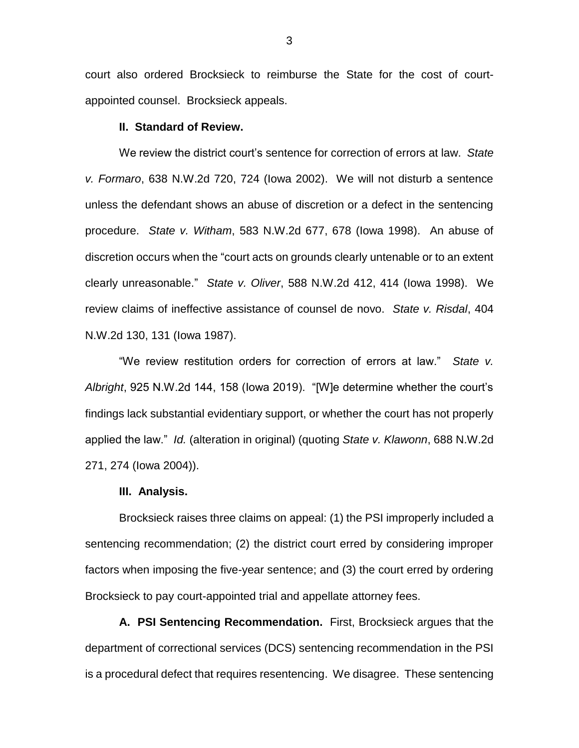court also ordered Brocksieck to reimburse the State for the cost of court-appointed counsel. Brocksieck appeals.

**II. Standard of Review.**

We review the district court's sentence for correction of errors at law. *State v. Formaro*, 638 N.W.2d 720, 724 (Iowa 2002). We will not disturb a sentence unless the defendant shows an abuse of discretion or a defect in the sentencing procedure. *State v. Witham*, 583 N.W.2d 677, 678 (Iowa 1998). An abuse of discretion occurs when the "court acts on grounds clearly untenable or to an extent clearly unreasonable." *State v. Oliver*, 588 N.W.2d 412, 414 (Iowa 1998). We review claims of ineffective assistance of counsel de novo. *State v. Risdal*, 404 N.W.2d 130, 131 (Iowa 1987).

"We review restitution orders for correction of errors at law." *State v. Albright*, 925 N.W.2d 144, 158 (Iowa 2019). "[W]e determine whether the court's findings lack substantial evidentiary support, or whether the court has not properly applied the law." *Id.* (alteration in original) (quoting *State v. Klawonn*, 688 N.W.2d 271, 274 (Iowa 2004)).

**III. Analysis.**

Brocksieck raises three claims on appeal: (1) the PSI improperly included a sentencing recommendation; (2) the district court erred by considering improper factors when imposing the five-year sentence; and (3) the court erred by ordering Brocksieck to pay court-appointed trial and appellate attorney fees.

**A. PSI Sentencing Recommendation.** First, Brocksieck argues that the department of correctional services (DCS) sentencing recommendation in the PSI is a procedural defect that requires resentencing. We disagree. These sentencing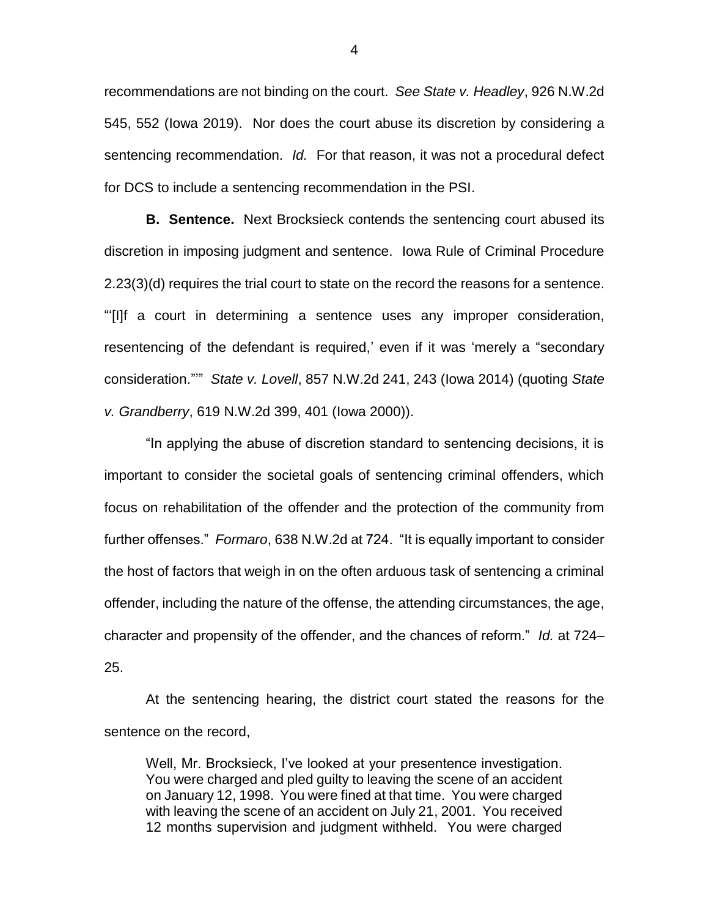recommendations are not binding on the court. *See State v. Headley*, 926 N.W.2d 545, 552 (Iowa 2019). Nor does the court abuse its discretion by considering a sentencing recommendation. *Id.* For that reason, it was not a procedural defect for DCS to include a sentencing recommendation in the PSI.

**B. Sentence.** Next Brocksieck contends the sentencing court abused its discretion in imposing judgment and sentence. Iowa Rule of Criminal Procedure 2.23(3)(d) requires the trial court to state on the record the reasons for a sentence. "'[I]f a court in determining a sentence uses any improper consideration, resentencing of the defendant is required,' even if it was 'merely a "secondary consideration."'" *State v. Lovell*, 857 N.W.2d 241, 243 (Iowa 2014) (quoting *State v. Grandberry*, 619 N.W.2d 399, 401 (Iowa 2000)).

"In applying the abuse of discretion standard to sentencing decisions, it is important to consider the societal goals of sentencing criminal offenders, which focus on rehabilitation of the offender and the protection of the community from further offenses." *Formaro*, 638 N.W.2d at 724. "It is equally important to consider the host of factors that weigh in on the often arduous task of sentencing a criminal offender, including the nature of the offense, the attending circumstances, the age, character and propensity of the offender, and the chances of reform." *Id.* at 724–25.

At the sentencing hearing, the district court stated the reasons for the sentence on the record,

> Well, Mr. Brocksieck, I've looked at your presentence investigation. You were charged and pled guilty to leaving the scene of an accident on January 12, 1998. You were fined at that time. You were charged with leaving the scene of an accident on July 21, 2001. You received 12 months supervision and judgment withheld. You were charged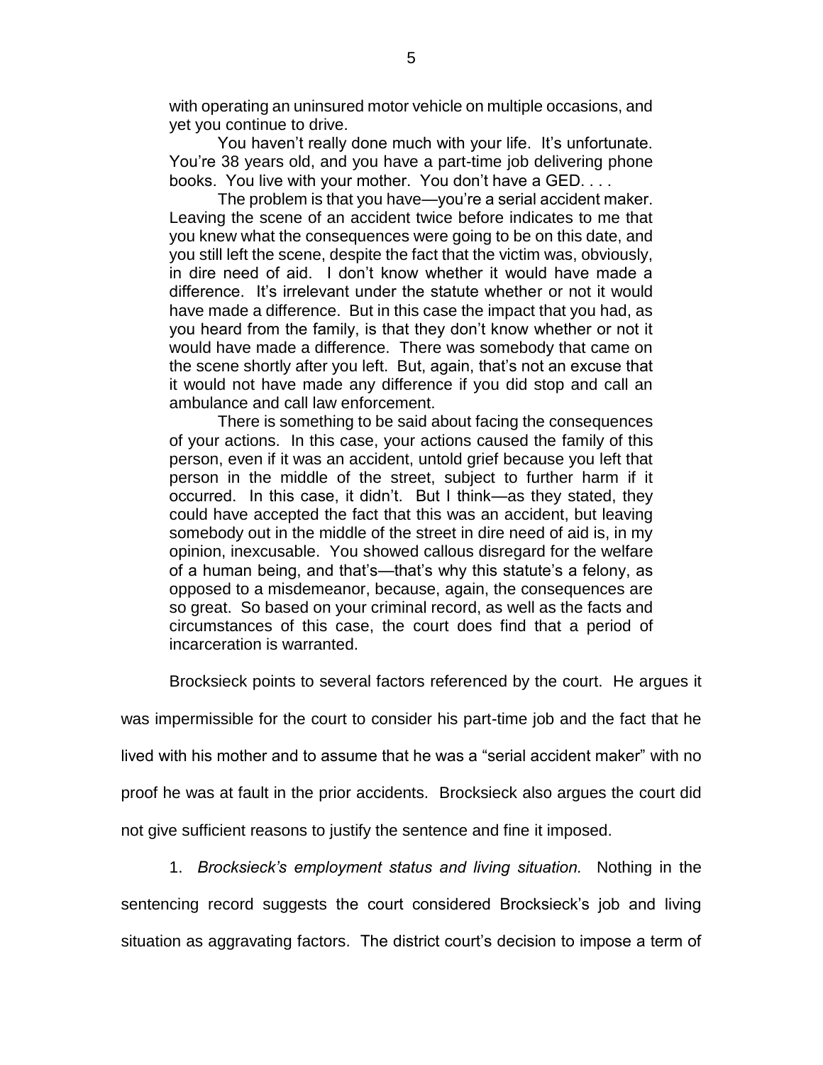with operating an uninsured motor vehicle on multiple occasions, and yet you continue to drive.

> You haven't really done much with your life. It's unfortunate. You're 38 years old, and you have a part-time job delivering phone books. You live with your mother. You don't have a GED. . . .
>
> The problem is that you have—you're a serial accident maker. Leaving the scene of an accident twice before indicates to me that you knew what the consequences were going to be on this date, and you still left the scene, despite the fact that the victim was, obviously, in dire need of aid. I don't know whether it would have made a difference. It's irrelevant under the statute whether or not it would have made a difference. But in this case the impact that you had, as you heard from the family, is that they don't know whether or not it would have made a difference. There was somebody that came on the scene shortly after you left. But, again, that's not an excuse that it would not have made any difference if you did stop and call an ambulance and call law enforcement.
>
> There is something to be said about facing the consequences of your actions. In this case, your actions caused the family of this person, even if it was an accident, untold grief because you left that person in the middle of the street, subject to further harm if it occurred. In this case, it didn't. But I think—as they stated, they could have accepted the fact that this was an accident, but leaving somebody out in the middle of the street in dire need of aid is, in my opinion, inexcusable. You showed callous disregard for the welfare of a human being, and that's—that's why this statute's a felony, as opposed to a misdemeanor, because, again, the consequences are so great. So based on your criminal record, as well as the facts and circumstances of this case, the court does find that a period of incarceration is warranted.

Brocksieck points to several factors referenced by the court. He argues it was impermissible for the court to consider his part-time job and the fact that he lived with his mother and to assume that he was a "serial accident maker" with no proof he was at fault in the prior accidents. Brocksieck also argues the court did not give sufficient reasons to justify the sentence and fine it imposed.

1. *Brocksieck's employment status and living situation.* Nothing in the sentencing record suggests the court considered Brocksieck's job and living situation as aggravating factors. The district court's decision to impose a term of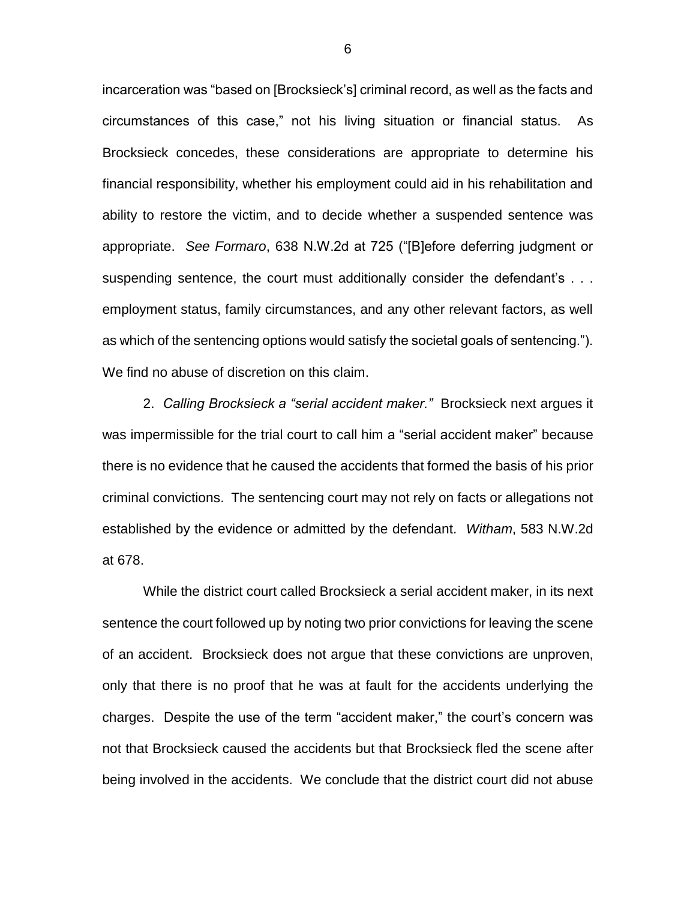incarceration was "based on [Brocksieck's] criminal record, as well as the facts and circumstances of this case," not his living situation or financial status. As Brocksieck concedes, these considerations are appropriate to determine his financial responsibility, whether his employment could aid in his rehabilitation and ability to restore the victim, and to decide whether a suspended sentence was appropriate. *See Formaro*, 638 N.W.2d at 725 ("[B]efore deferring judgment or suspending sentence, the court must additionally consider the defendant's . . . employment status, family circumstances, and any other relevant factors, as well as which of the sentencing options would satisfy the societal goals of sentencing."). We find no abuse of discretion on this claim.

2. *Calling Brocksieck a "serial accident maker."* Brocksieck next argues it was impermissible for the trial court to call him a "serial accident maker" because there is no evidence that he caused the accidents that formed the basis of his prior criminal convictions. The sentencing court may not rely on facts or allegations not established by the evidence or admitted by the defendant. *Witham*, 583 N.W.2d at 678.

While the district court called Brocksieck a serial accident maker, in its next sentence the court followed up by noting two prior convictions for leaving the scene of an accident. Brocksieck does not argue that these convictions are unproven, only that there is no proof that he was at fault for the accidents underlying the charges. Despite the use of the term "accident maker," the court's concern was not that Brocksieck caused the accidents but that Brocksieck fled the scene after being involved in the accidents. We conclude that the district court did not abuse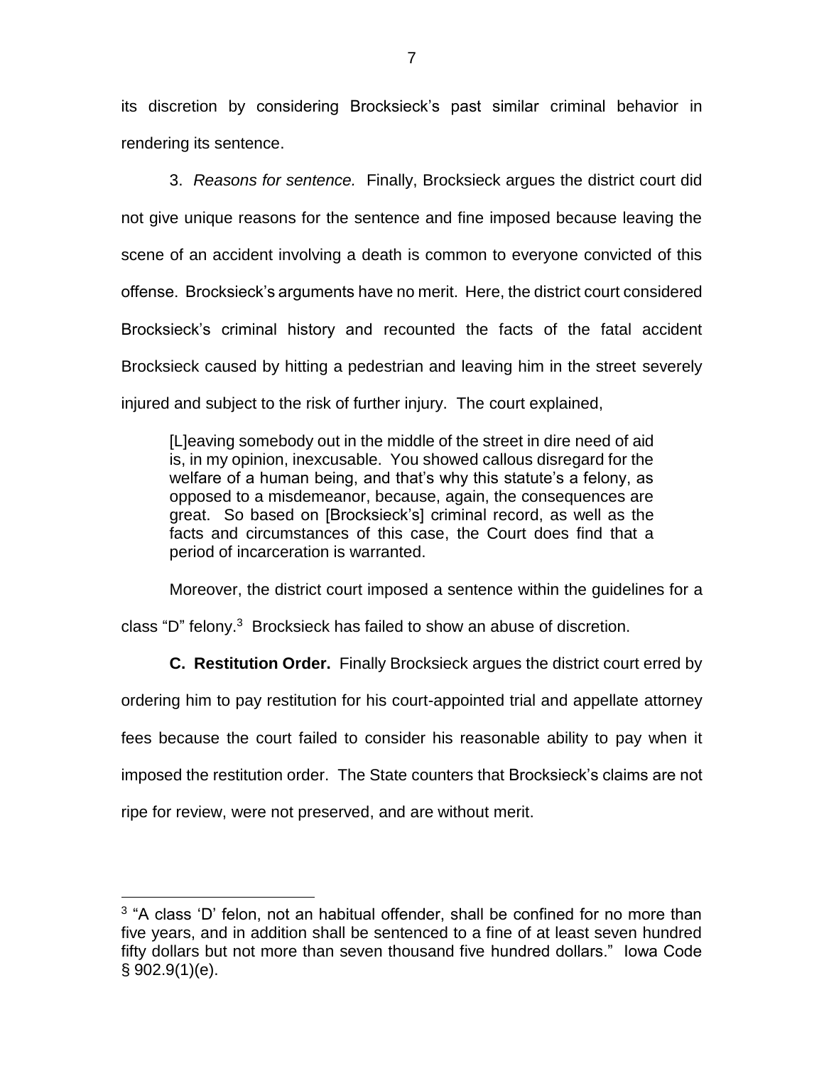its discretion by considering Brocksieck's past similar criminal behavior in rendering its sentence.

3. *Reasons for sentence.* Finally, Brocksieck argues the district court did not give unique reasons for the sentence and fine imposed because leaving the scene of an accident involving a death is common to everyone convicted of this offense. Brocksieck's arguments have no merit. Here, the district court considered Brocksieck's criminal history and recounted the facts of the fatal accident Brocksieck caused by hitting a pedestrian and leaving him in the street severely injured and subject to the risk of further injury. The court explained,

> [L]eaving somebody out in the middle of the street in dire need of aid is, in my opinion, inexcusable. You showed callous disregard for the welfare of a human being, and that's why this statute's a felony, as opposed to a misdemeanor, because, again, the consequences are great. So based on [Brocksieck's] criminal record, as well as the facts and circumstances of this case, the Court does find that a period of incarceration is warranted.

Moreover, the district court imposed a sentence within the guidelines for a class "D" felony.[3] Brocksieck has failed to show an abuse of discretion.

**C. Restitution Order.** Finally Brocksieck argues the district court erred by ordering him to pay restitution for his court-appointed trial and appellate attorney fees because the court failed to consider his reasonable ability to pay when it imposed the restitution order. The State counters that Brocksieck's claims are not ripe for review, were not preserved, and are without merit.

---

[3] "A class 'D' felon, not an habitual offender, shall be confined for no more than five years, and in addition shall be sentenced to a fine of at least seven hundred fifty dollars but not more than seven thousand five hundred dollars." Iowa Code § 902.9(1)(e).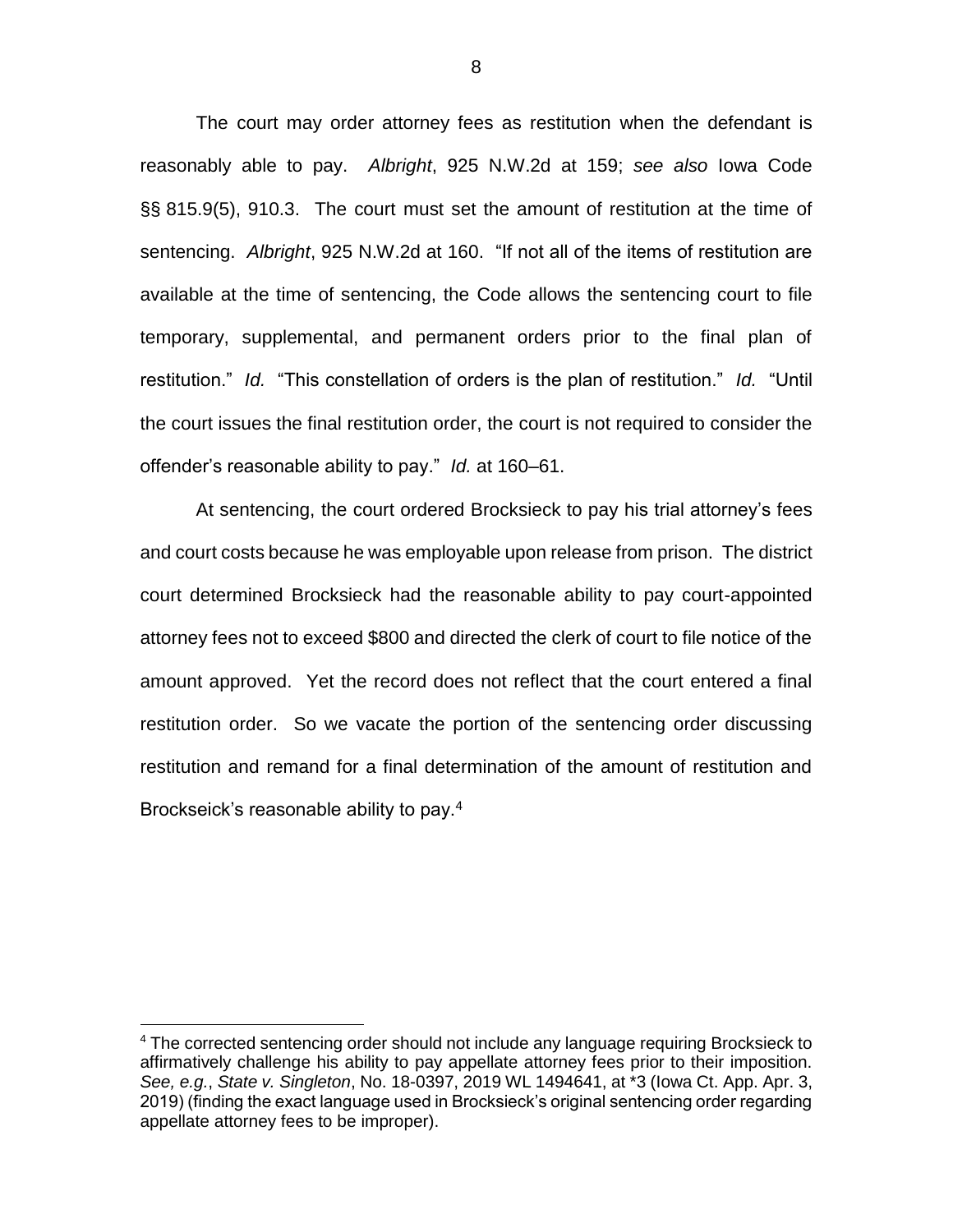The court may order attorney fees as restitution when the defendant is reasonably able to pay. *Albright*, 925 N.W.2d at 159; *see also* Iowa Code §§ 815.9(5), 910.3. The court must set the amount of restitution at the time of sentencing. *Albright*, 925 N.W.2d at 160. "If not all of the items of restitution are available at the time of sentencing, the Code allows the sentencing court to file temporary, supplemental, and permanent orders prior to the final plan of restitution." *Id.* "This constellation of orders is the plan of restitution." *Id.* "Until the court issues the final restitution order, the court is not required to consider the offender's reasonable ability to pay." *Id.* at 160–61.

At sentencing, the court ordered Brocksieck to pay his trial attorney's fees and court costs because he was employable upon release from prison. The district court determined Brocksieck had the reasonable ability to pay court-appointed attorney fees not to exceed $800 and directed the clerk of court to file notice of the amount approved. Yet the record does not reflect that the court entered a final restitution order. So we vacate the portion of the sentencing order discussing restitution and remand for a final determination of the amount of restitution and Brockseick's reasonable ability to pay.[4]

---

[4] The corrected sentencing order should not include any language requiring Brocksieck to affirmatively challenge his ability to pay appellate attorney fees prior to their imposition. *See, e.g.*, *State v. Singleton*, No. 18-0397, 2019 WL 1494641, at *3 (Iowa Ct. App. Apr. 3, 2019) (finding the exact language used in Brocksieck's original sentencing order regarding appellate attorney fees to be improper).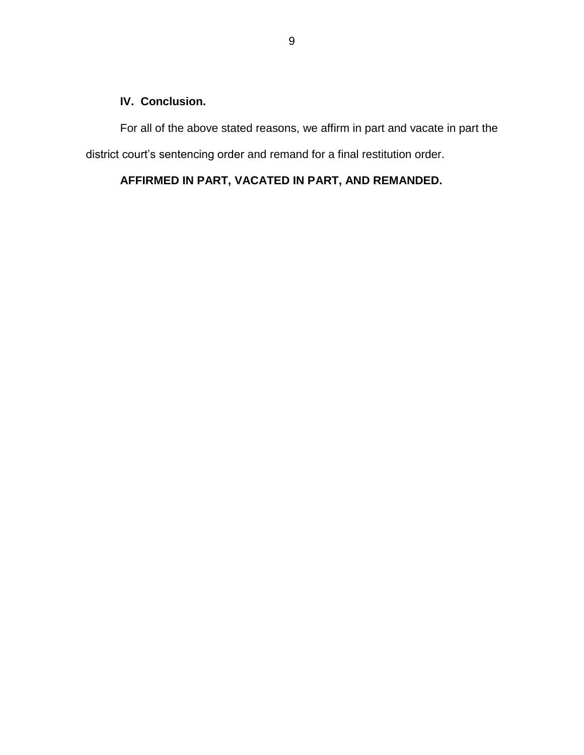## IV. Conclusion.

For all of the above stated reasons, we affirm in part and vacate in part the district court's sentencing order and remand for a final restitution order.

**AFFIRMED IN PART, VACATED IN PART, AND REMANDED.**